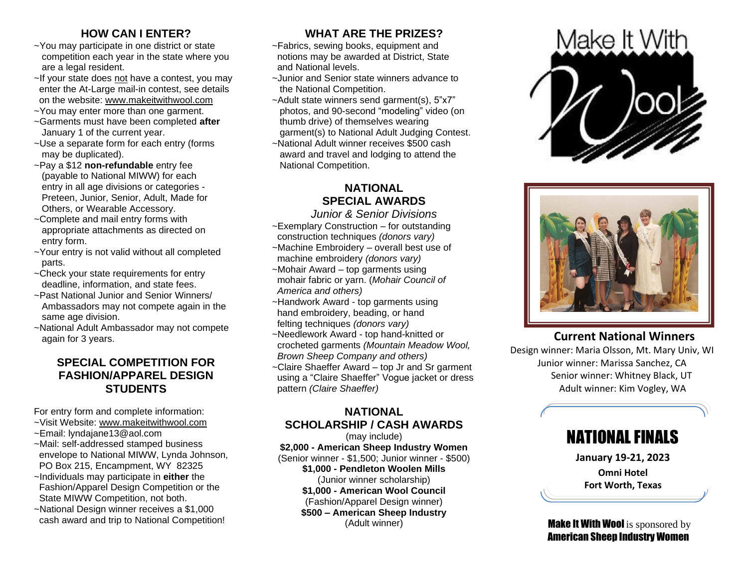## HOW CAN I ENTER?

- ~You may participate in one district or state competition each year in the state where you are a legal resident.
- ~If your state does not have a contest, you may enter the At-Large mail-in contest, see details on the website: www.makeitwithwool.com
- ~You may enter more than one garment.
- ~Garments must have been completed **after** January 1 of the current year.
- ~Use a separate form for each entry (forms may be duplicated).
- ~Pay a $12 **non-refundable** entry fee (payable to National MIWW) for each entry in all age divisions or categories - Preteen, Junior, Senior, Adult, Made for Others, or Wearable Accessory.
- ~Complete and mail entry forms with appropriate attachments as directed on entry form.
- ~Your entry is not valid without all completed parts.
- ~Check your state requirements for entry deadline, information, and state fees.
- ~Past National Junior and Senior Winners/ Ambassadors may not compete again in the same age division.
- ~National Adult Ambassador may not compete again for 3 years.

## SPECIAL COMPETITION FOR FASHION/APPAREL DESIGN STUDENTS

For entry form and complete information:

- ~Visit Website: www.makeitwithwool.com
- ~Email: lyndajane13@aol.com
- ~Mail: self-addressed stamped business envelope to National MIWW, Lynda Johnson, PO Box 215, Encampment, WY 82325
- ~Individuals may participate in **either** the Fashion/Apparel Design Competition or the State MIWW Competition, not both.
- ~National Design winner receives a $1,000 cash award and trip to National Competition!

## WHAT ARE THE PRIZES?

- ~Fabrics, sewing books, equipment and notions may be awarded at District, State and National levels.
- ~Junior and Senior state winners advance to the National Competition.
- ~Adult state winners send garment(s), 5"x7" photos, and 90-second "modeling" video (on thumb drive) of themselves wearing garment(s) to National Adult Judging Contest.
- ~National Adult winner receives $500 cash award and travel and lodging to attend the National Competition.

## NATIONAL SPECIAL AWARDS

*Junior & Senior Divisions*

- ~Exemplary Construction – for outstanding construction techniques *(donors vary)*
- ~Machine Embroidery – overall best use of machine embroidery *(donors vary)*
- ~Mohair Award – top garments using mohair fabric or yarn. (*Mohair Council of America and others)*
- ~Handwork Award - top garments using hand embroidery, beading, or hand felting techniques *(donors vary)*
- ~Needlework Award - top hand-knitted or crocheted garments *(Mountain Meadow Wool, Brown Sheep Company and others)*
- ~Claire Shaeffer Award – top Jr and Sr garment using a "Claire Shaeffer" Vogue jacket or dress pattern *(Claire Shaeffer)*

## NATIONAL SCHOLARSHIP / CASH AWARDS

(may include)

**$2,000 - American Sheep Industry Women**
(Senior winner - $1,500; Junior winner - $500)

**$1,000 - Pendleton Woolen Mills**
(Junior winner scholarship)

**$1,000 - American Wool Council**
(Fashion/Apparel Design winner)

**$500 – American Sheep Industry**
(Adult winner)

# Make It With Wool

### Current National Winners

Design winner: Maria Olsson, Mt. Mary Univ, WI
Junior winner: Marissa Sanchez, CA
Senior winner: Whitney Black, UT
Adult winner: Kim Vogley, WA

## NATIONAL FINALS

**January 19-21, 2023**

**Omni Hotel**
**Fort Worth, Texas**

**Make It With Wool** is sponsored by **American Sheep Industry Women**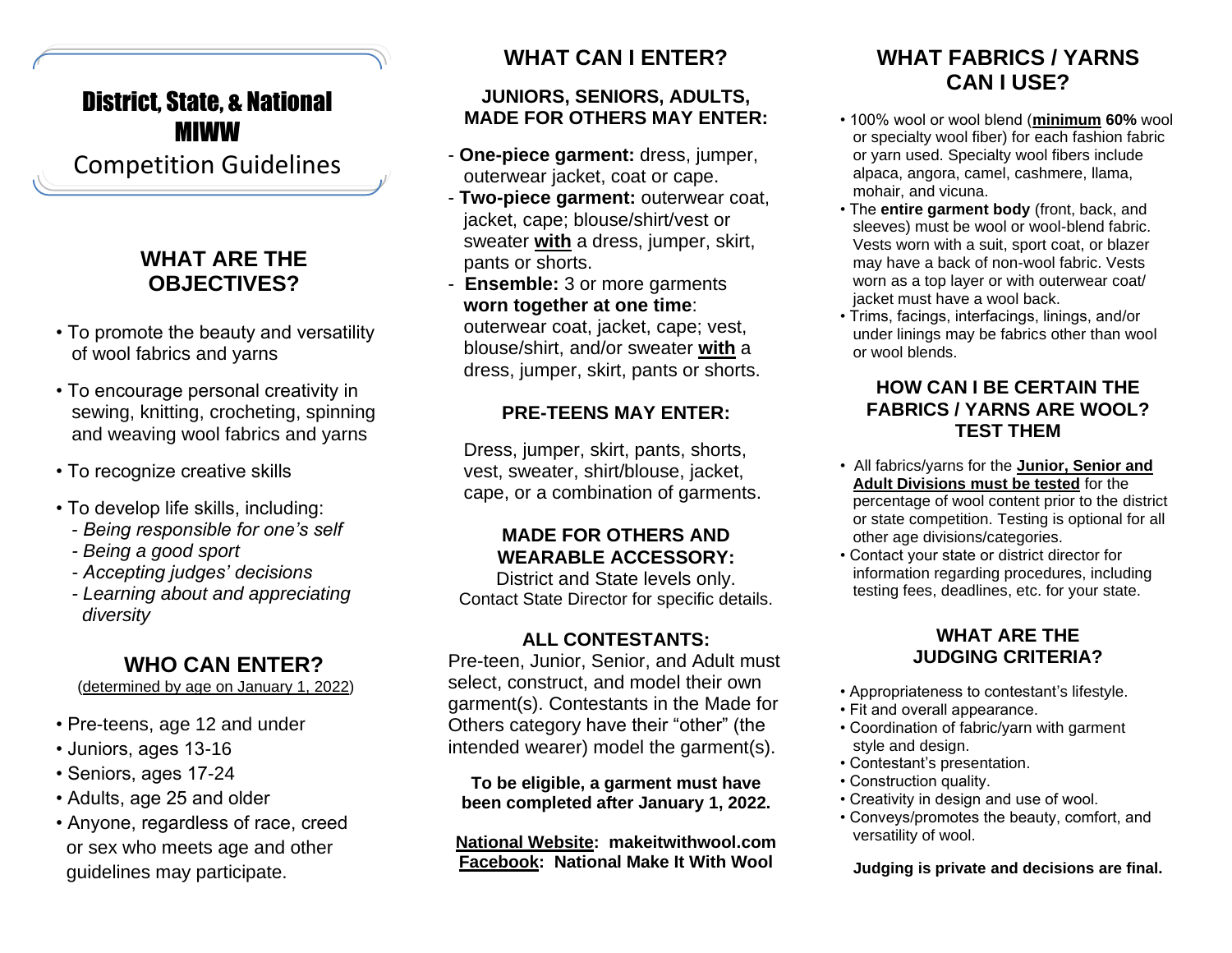# District, State, & National MIWW

Competition Guidelines

## WHAT ARE THE OBJECTIVES?

- To promote the beauty and versatility of wool fabrics and yarns
- To encourage personal creativity in sewing, knitting, crocheting, spinning and weaving wool fabrics and yarns
- To recognize creative skills
- To develop life skills, including:
  - *Being responsible for one's self*
  - *Being a good sport*
  - *Accepting judges' decisions*
  - *Learning about and appreciating diversity*

## WHO CAN ENTER?

(determined by age on January 1, 2022)

- Pre-teens, age 12 and under
- Juniors, ages 13-16
- Seniors, ages 17-24
- Adults, age 25 and older
- Anyone, regardless of race, creed or sex who meets age and other guidelines may participate.

## WHAT CAN I ENTER?

### JUNIORS, SENIORS, ADULTS, MADE FOR OTHERS MAY ENTER:

- **One-piece garment:** dress, jumper, outerwear jacket, coat or cape.
- **Two-piece garment:** outerwear coat, jacket, cape; blouse/shirt/vest or sweater **with** a dress, jumper, skirt, pants or shorts.
- **Ensemble:** 3 or more garments **worn together at one time**: outerwear coat, jacket, cape; vest, blouse/shirt, and/or sweater **with** a dress, jumper, skirt, pants or shorts.

### PRE-TEENS MAY ENTER:

Dress, jumper, skirt, pants, shorts, vest, sweater, shirt/blouse, jacket, cape, or a combination of garments.

### MADE FOR OTHERS AND WEARABLE ACCESSORY:

District and State levels only.
Contact State Director for specific details.

### ALL CONTESTANTS:

Pre-teen, Junior, Senior, and Adult must select, construct, and model their own garment(s). Contestants in the Made for Others category have their "other" (the intended wearer) model the garment(s).

**To be eligible, a garment must have been completed after January 1, 2022.**

**National Website: makeitwithwool.com**
**Facebook: National Make It With Wool**

## WHAT FABRICS / YARNS CAN I USE?

- 100% wool or wool blend (**minimum 60%** wool or specialty wool fiber) for each fashion fabric or yarn used. Specialty wool fibers include alpaca, angora, camel, cashmere, llama, mohair, and vicuna.
- The **entire garment body** (front, back, and sleeves) must be wool or wool-blend fabric. Vests worn with a suit, sport coat, or blazer may have a back of non-wool fabric. Vests worn as a top layer or with outerwear coat/ jacket must have a wool back.
- Trims, facings, interfacings, linings, and/or under linings may be fabrics other than wool or wool blends.

### HOW CAN I BE CERTAIN THE FABRICS / YARNS ARE WOOL? TEST THEM

- All fabrics/yarns for the **Junior, Senior and Adult Divisions must be tested** for the percentage of wool content prior to the district or state competition. Testing is optional for all other age divisions/categories.
- Contact your state or district director for information regarding procedures, including testing fees, deadlines, etc. for your state.

### WHAT ARE THE JUDGING CRITERIA?

- Appropriateness to contestant's lifestyle.
- Fit and overall appearance.
- Coordination of fabric/yarn with garment style and design.
- Contestant's presentation.
- Construction quality.
- Creativity in design and use of wool.
- Conveys/promotes the beauty, comfort, and versatility of wool.

**Judging is private and decisions are final.**